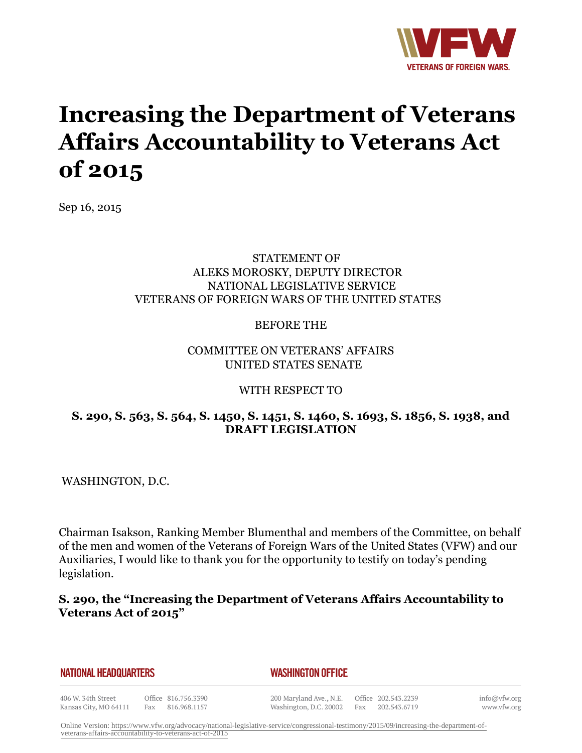# Increasing the Department of Veterans Affairs Accountability to Veterans Act of 2015

Sep 16, 2015

STATEMENT OF
ALEKS MOROSKY, DEPUTY DIRECTOR
NATIONAL LEGISLATIVE SERVICE
VETERANS OF FOREIGN WARS OF THE UNITED STATES

BEFORE THE

COMMITTEE ON VETERANS' AFFAIRS
UNITED STATES SENATE

WITH RESPECT TO

**S. 290, S. 563, S. 564, S. 1450, S. 1451, S. 1460, S. 1693, S. 1856, S. 1938, and DRAFT LEGISLATION**

WASHINGTON, D.C.

Chairman Isakson, Ranking Member Blumenthal and members of the Committee, on behalf of the men and women of the Veterans of Foreign Wars of the United States (VFW) and our Auxiliaries, I would like to thank you for the opportunity to testify on today's pending legislation.

**S. 290, the "Increasing the Department of Veterans Affairs Accountability to Veterans Act of 2015"**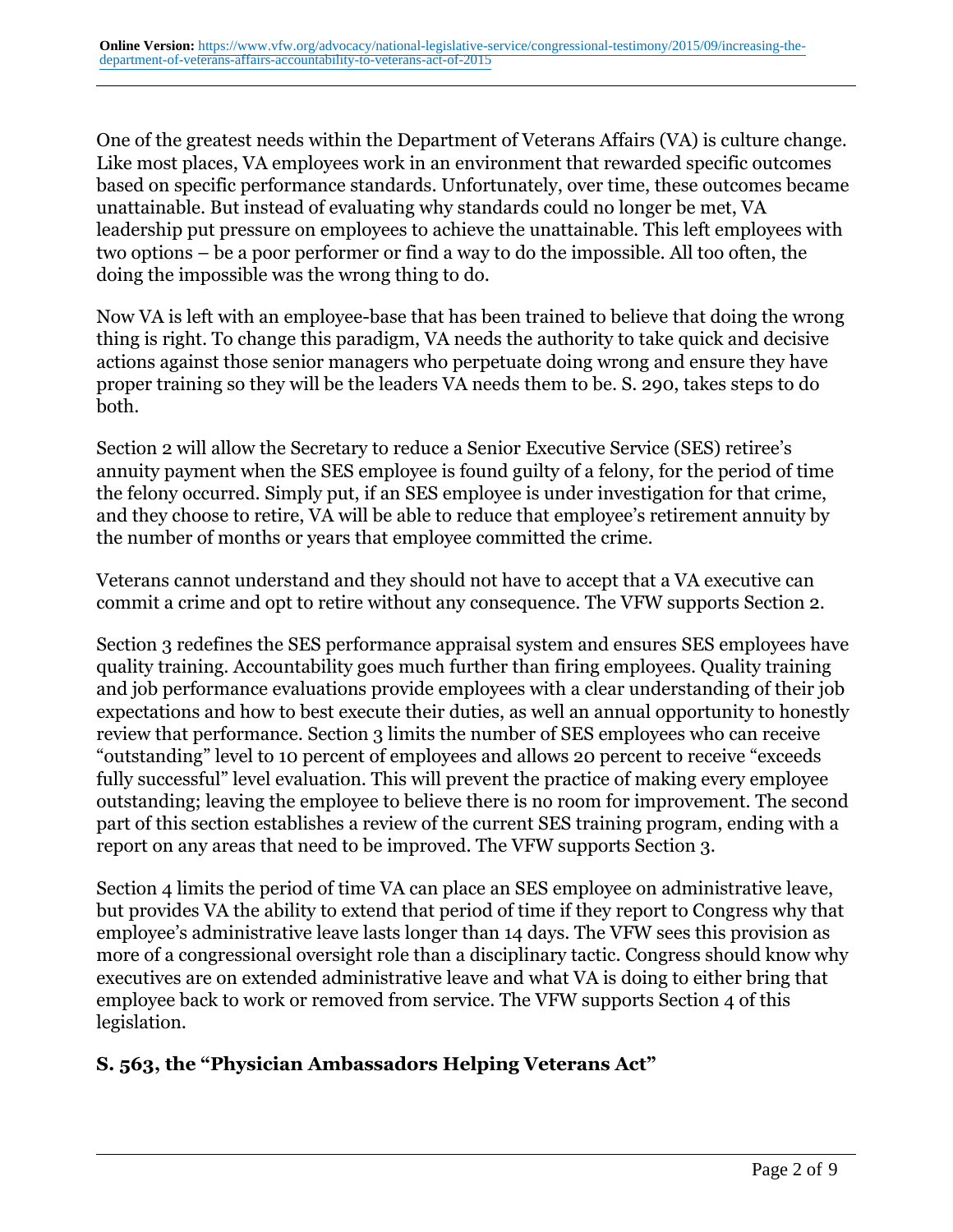One of the greatest needs within the Department of Veterans Affairs (VA) is culture change. Like most places, VA employees work in an environment that rewarded specific outcomes based on specific performance standards. Unfortunately, over time, these outcomes became unattainable. But instead of evaluating why standards could no longer be met, VA leadership put pressure on employees to achieve the unattainable. This left employees with two options – be a poor performer or find a way to do the impossible. All too often, the doing the impossible was the wrong thing to do.

Now VA is left with an employee-base that has been trained to believe that doing the wrong thing is right. To change this paradigm, VA needs the authority to take quick and decisive actions against those senior managers who perpetuate doing wrong and ensure they have proper training so they will be the leaders VA needs them to be. S. 290, takes steps to do both.

Section 2 will allow the Secretary to reduce a Senior Executive Service (SES) retiree's annuity payment when the SES employee is found guilty of a felony, for the period of time the felony occurred. Simply put, if an SES employee is under investigation for that crime, and they choose to retire, VA will be able to reduce that employee's retirement annuity by the number of months or years that employee committed the crime.

Veterans cannot understand and they should not have to accept that a VA executive can commit a crime and opt to retire without any consequence. The VFW supports Section 2.

Section 3 redefines the SES performance appraisal system and ensures SES employees have quality training. Accountability goes much further than firing employees. Quality training and job performance evaluations provide employees with a clear understanding of their job expectations and how to best execute their duties, as well an annual opportunity to honestly review that performance. Section 3 limits the number of SES employees who can receive "outstanding" level to 10 percent of employees and allows 20 percent to receive "exceeds fully successful" level evaluation. This will prevent the practice of making every employee outstanding; leaving the employee to believe there is no room for improvement. The second part of this section establishes a review of the current SES training program, ending with a report on any areas that need to be improved. The VFW supports Section 3.

Section 4 limits the period of time VA can place an SES employee on administrative leave, but provides VA the ability to extend that period of time if they report to Congress why that employee's administrative leave lasts longer than 14 days. The VFW sees this provision as more of a congressional oversight role than a disciplinary tactic. Congress should know why executives are on extended administrative leave and what VA is doing to either bring that employee back to work or removed from service. The VFW supports Section 4 of this legislation.

## S. 563, the "Physician Ambassadors Helping Veterans Act"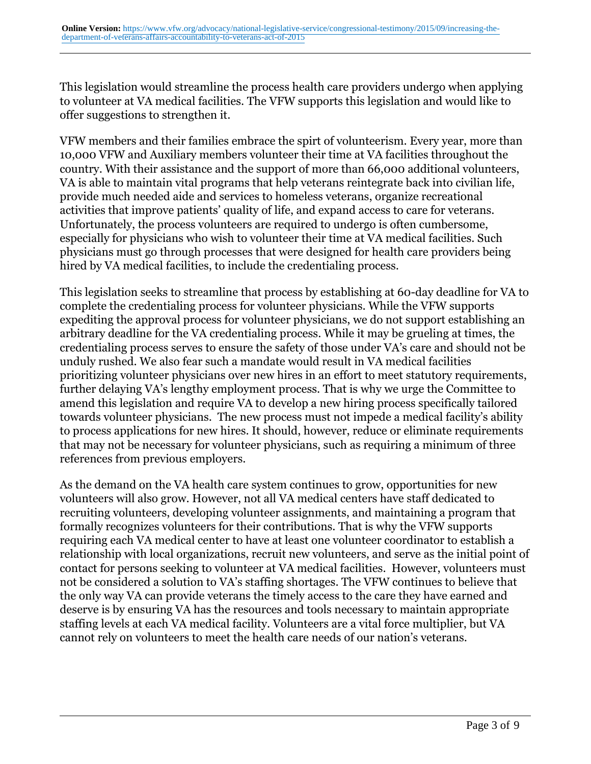This legislation would streamline the process health care providers undergo when applying to volunteer at VA medical facilities. The VFW supports this legislation and would like to offer suggestions to strengthen it.

VFW members and their families embrace the spirt of volunteerism. Every year, more than 10,000 VFW and Auxiliary members volunteer their time at VA facilities throughout the country. With their assistance and the support of more than 66,000 additional volunteers, VA is able to maintain vital programs that help veterans reintegrate back into civilian life, provide much needed aide and services to homeless veterans, organize recreational activities that improve patients' quality of life, and expand access to care for veterans. Unfortunately, the process volunteers are required to undergo is often cumbersome, especially for physicians who wish to volunteer their time at VA medical facilities. Such physicians must go through processes that were designed for health care providers being hired by VA medical facilities, to include the credentialing process.

This legislation seeks to streamline that process by establishing at 60-day deadline for VA to complete the credentialing process for volunteer physicians. While the VFW supports expediting the approval process for volunteer physicians, we do not support establishing an arbitrary deadline for the VA credentialing process. While it may be grueling at times, the credentialing process serves to ensure the safety of those under VA's care and should not be unduly rushed. We also fear such a mandate would result in VA medical facilities prioritizing volunteer physicians over new hires in an effort to meet statutory requirements, further delaying VA's lengthy employment process. That is why we urge the Committee to amend this legislation and require VA to develop a new hiring process specifically tailored towards volunteer physicians. The new process must not impede a medical facility's ability to process applications for new hires. It should, however, reduce or eliminate requirements that may not be necessary for volunteer physicians, such as requiring a minimum of three references from previous employers.

As the demand on the VA health care system continues to grow, opportunities for new volunteers will also grow. However, not all VA medical centers have staff dedicated to recruiting volunteers, developing volunteer assignments, and maintaining a program that formally recognizes volunteers for their contributions. That is why the VFW supports requiring each VA medical center to have at least one volunteer coordinator to establish a relationship with local organizations, recruit new volunteers, and serve as the initial point of contact for persons seeking to volunteer at VA medical facilities. However, volunteers must not be considered a solution to VA's staffing shortages. The VFW continues to believe that the only way VA can provide veterans the timely access to the care they have earned and deserve is by ensuring VA has the resources and tools necessary to maintain appropriate staffing levels at each VA medical facility. Volunteers are a vital force multiplier, but VA cannot rely on volunteers to meet the health care needs of our nation's veterans.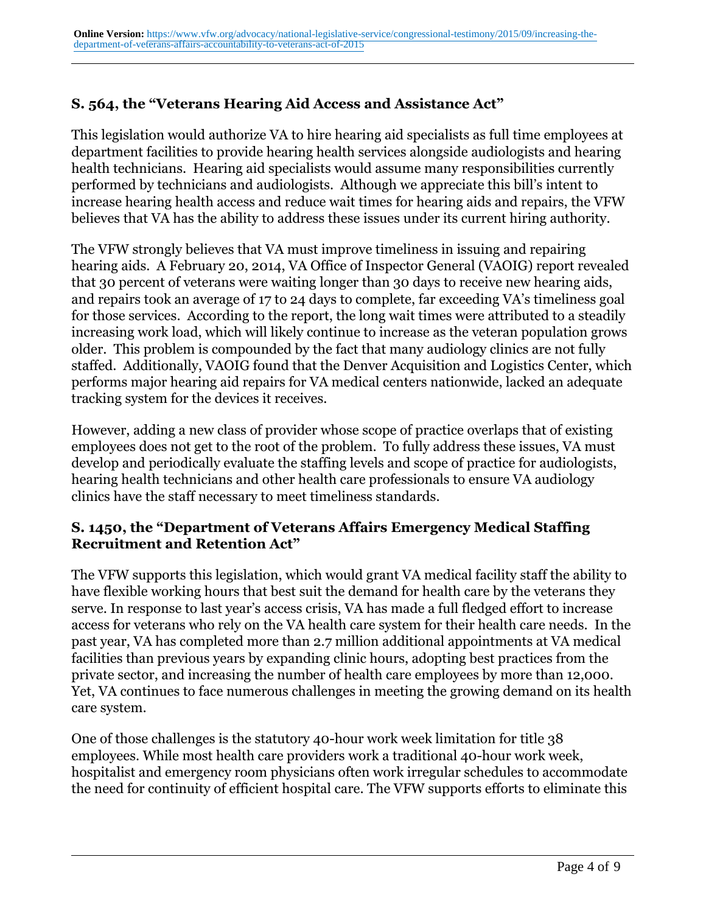### S. 564, the "Veterans Hearing Aid Access and Assistance Act"

This legislation would authorize VA to hire hearing aid specialists as full time employees at department facilities to provide hearing health services alongside audiologists and hearing health technicians. Hearing aid specialists would assume many responsibilities currently performed by technicians and audiologists. Although we appreciate this bill's intent to increase hearing health access and reduce wait times for hearing aids and repairs, the VFW believes that VA has the ability to address these issues under its current hiring authority.

The VFW strongly believes that VA must improve timeliness in issuing and repairing hearing aids. A February 20, 2014, VA Office of Inspector General (VAOIG) report revealed that 30 percent of veterans were waiting longer than 30 days to receive new hearing aids, and repairs took an average of 17 to 24 days to complete, far exceeding VA's timeliness goal for those services. According to the report, the long wait times were attributed to a steadily increasing work load, which will likely continue to increase as the veteran population grows older. This problem is compounded by the fact that many audiology clinics are not fully staffed. Additionally, VAOIG found that the Denver Acquisition and Logistics Center, which performs major hearing aid repairs for VA medical centers nationwide, lacked an adequate tracking system for the devices it receives.

However, adding a new class of provider whose scope of practice overlaps that of existing employees does not get to the root of the problem. To fully address these issues, VA must develop and periodically evaluate the staffing levels and scope of practice for audiologists, hearing health technicians and other health care professionals to ensure VA audiology clinics have the staff necessary to meet timeliness standards.

### S. 1450, the "Department of Veterans Affairs Emergency Medical Staffing Recruitment and Retention Act"

The VFW supports this legislation, which would grant VA medical facility staff the ability to have flexible working hours that best suit the demand for health care by the veterans they serve. In response to last year's access crisis, VA has made a full fledged effort to increase access for veterans who rely on the VA health care system for their health care needs. In the past year, VA has completed more than 2.7 million additional appointments at VA medical facilities than previous years by expanding clinic hours, adopting best practices from the private sector, and increasing the number of health care employees by more than 12,000. Yet, VA continues to face numerous challenges in meeting the growing demand on its health care system.

One of those challenges is the statutory 40-hour work week limitation for title 38 employees. While most health care providers work a traditional 40-hour work week, hospitalist and emergency room physicians often work irregular schedules to accommodate the need for continuity of efficient hospital care. The VFW supports efforts to eliminate this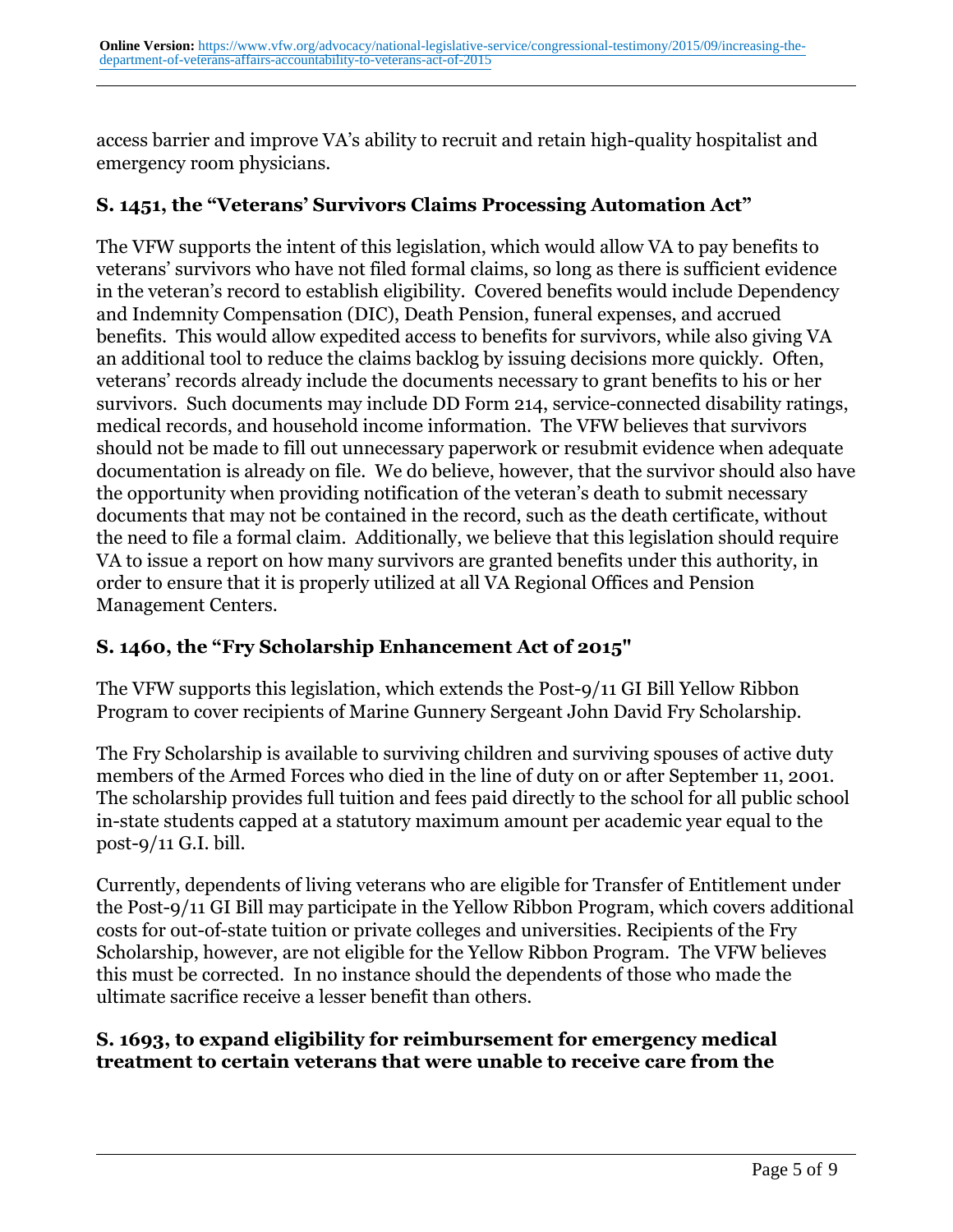access barrier and improve VA's ability to recruit and retain high-quality hospitalist and emergency room physicians.

## S. 1451, the "Veterans' Survivors Claims Processing Automation Act"

The VFW supports the intent of this legislation, which would allow VA to pay benefits to veterans' survivors who have not filed formal claims, so long as there is sufficient evidence in the veteran's record to establish eligibility. Covered benefits would include Dependency and Indemnity Compensation (DIC), Death Pension, funeral expenses, and accrued benefits. This would allow expedited access to benefits for survivors, while also giving VA an additional tool to reduce the claims backlog by issuing decisions more quickly. Often, veterans' records already include the documents necessary to grant benefits to his or her survivors. Such documents may include DD Form 214, service-connected disability ratings, medical records, and household income information. The VFW believes that survivors should not be made to fill out unnecessary paperwork or resubmit evidence when adequate documentation is already on file. We do believe, however, that the survivor should also have the opportunity when providing notification of the veteran's death to submit necessary documents that may not be contained in the record, such as the death certificate, without the need to file a formal claim. Additionally, we believe that this legislation should require VA to issue a report on how many survivors are granted benefits under this authority, in order to ensure that it is properly utilized at all VA Regional Offices and Pension Management Centers.

## S. 1460, the "Fry Scholarship Enhancement Act of 2015"

The VFW supports this legislation, which extends the Post-9/11 GI Bill Yellow Ribbon Program to cover recipients of Marine Gunnery Sergeant John David Fry Scholarship.

The Fry Scholarship is available to surviving children and surviving spouses of active duty members of the Armed Forces who died in the line of duty on or after September 11, 2001. The scholarship provides full tuition and fees paid directly to the school for all public school in-state students capped at a statutory maximum amount per academic year equal to the post-9/11 G.I. bill.

Currently, dependents of living veterans who are eligible for Transfer of Entitlement under the Post-9/11 GI Bill may participate in the Yellow Ribbon Program, which covers additional costs for out-of-state tuition or private colleges and universities. Recipients of the Fry Scholarship, however, are not eligible for the Yellow Ribbon Program. The VFW believes this must be corrected. In no instance should the dependents of those who made the ultimate sacrifice receive a lesser benefit than others.

## S. 1693, to expand eligibility for reimbursement for emergency medical treatment to certain veterans that were unable to receive care from the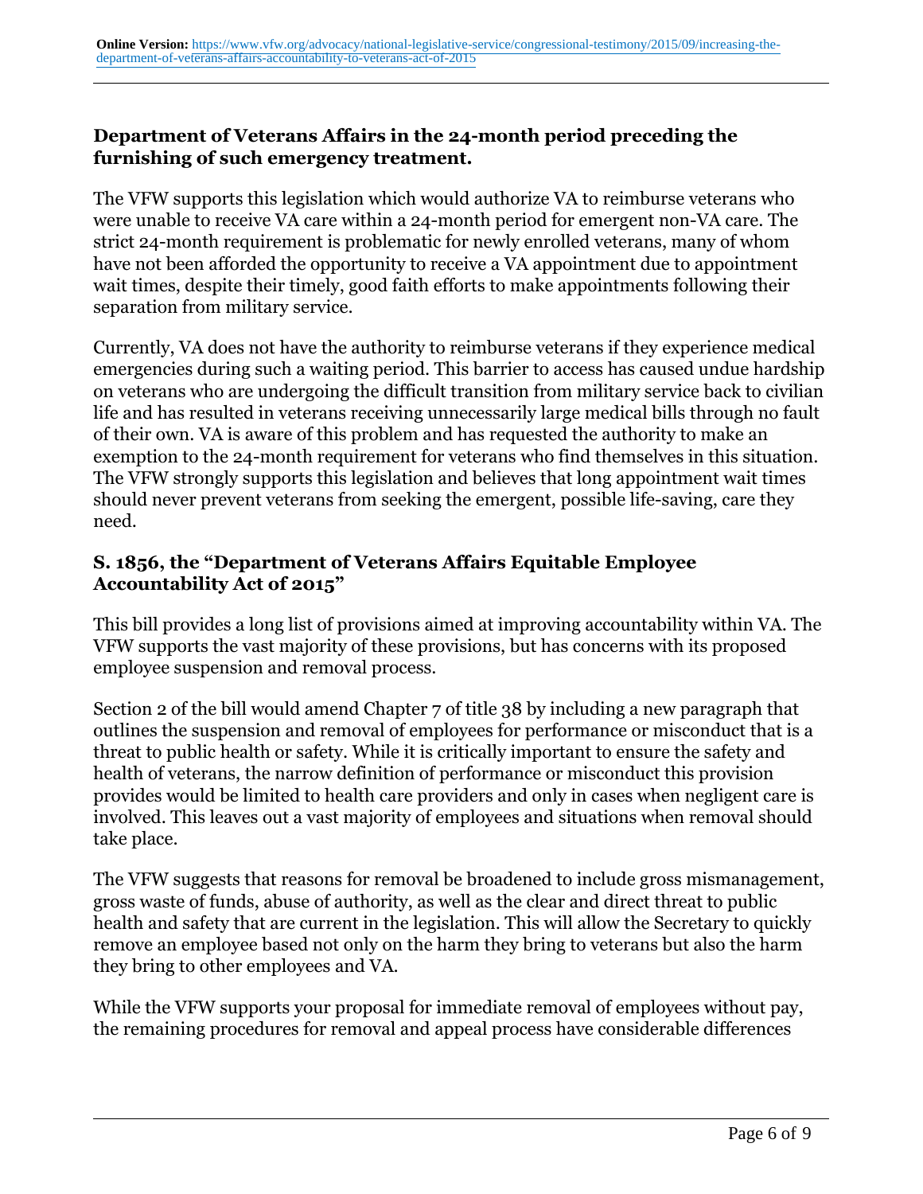**Department of Veterans Affairs in the 24-month period preceding the furnishing of such emergency treatment.**

The VFW supports this legislation which would authorize VA to reimburse veterans who were unable to receive VA care within a 24-month period for emergent non-VA care. The strict 24-month requirement is problematic for newly enrolled veterans, many of whom have not been afforded the opportunity to receive a VA appointment due to appointment wait times, despite their timely, good faith efforts to make appointments following their separation from military service.

Currently, VA does not have the authority to reimburse veterans if they experience medical emergencies during such a waiting period. This barrier to access has caused undue hardship on veterans who are undergoing the difficult transition from military service back to civilian life and has resulted in veterans receiving unnecessarily large medical bills through no fault of their own. VA is aware of this problem and has requested the authority to make an exemption to the 24-month requirement for veterans who find themselves in this situation. The VFW strongly supports this legislation and believes that long appointment wait times should never prevent veterans from seeking the emergent, possible life-saving, care they need.

### S. 1856, the "Department of Veterans Affairs Equitable Employee Accountability Act of 2015"

This bill provides a long list of provisions aimed at improving accountability within VA. The VFW supports the vast majority of these provisions, but has concerns with its proposed employee suspension and removal process.

Section 2 of the bill would amend Chapter 7 of title 38 by including a new paragraph that outlines the suspension and removal of employees for performance or misconduct that is a threat to public health or safety. While it is critically important to ensure the safety and health of veterans, the narrow definition of performance or misconduct this provision provides would be limited to health care providers and only in cases when negligent care is involved. This leaves out a vast majority of employees and situations when removal should take place.

The VFW suggests that reasons for removal be broadened to include gross mismanagement, gross waste of funds, abuse of authority, as well as the clear and direct threat to public health and safety that are current in the legislation. This will allow the Secretary to quickly remove an employee based not only on the harm they bring to veterans but also the harm they bring to other employees and VA.

While the VFW supports your proposal for immediate removal of employees without pay, the remaining procedures for removal and appeal process have considerable differences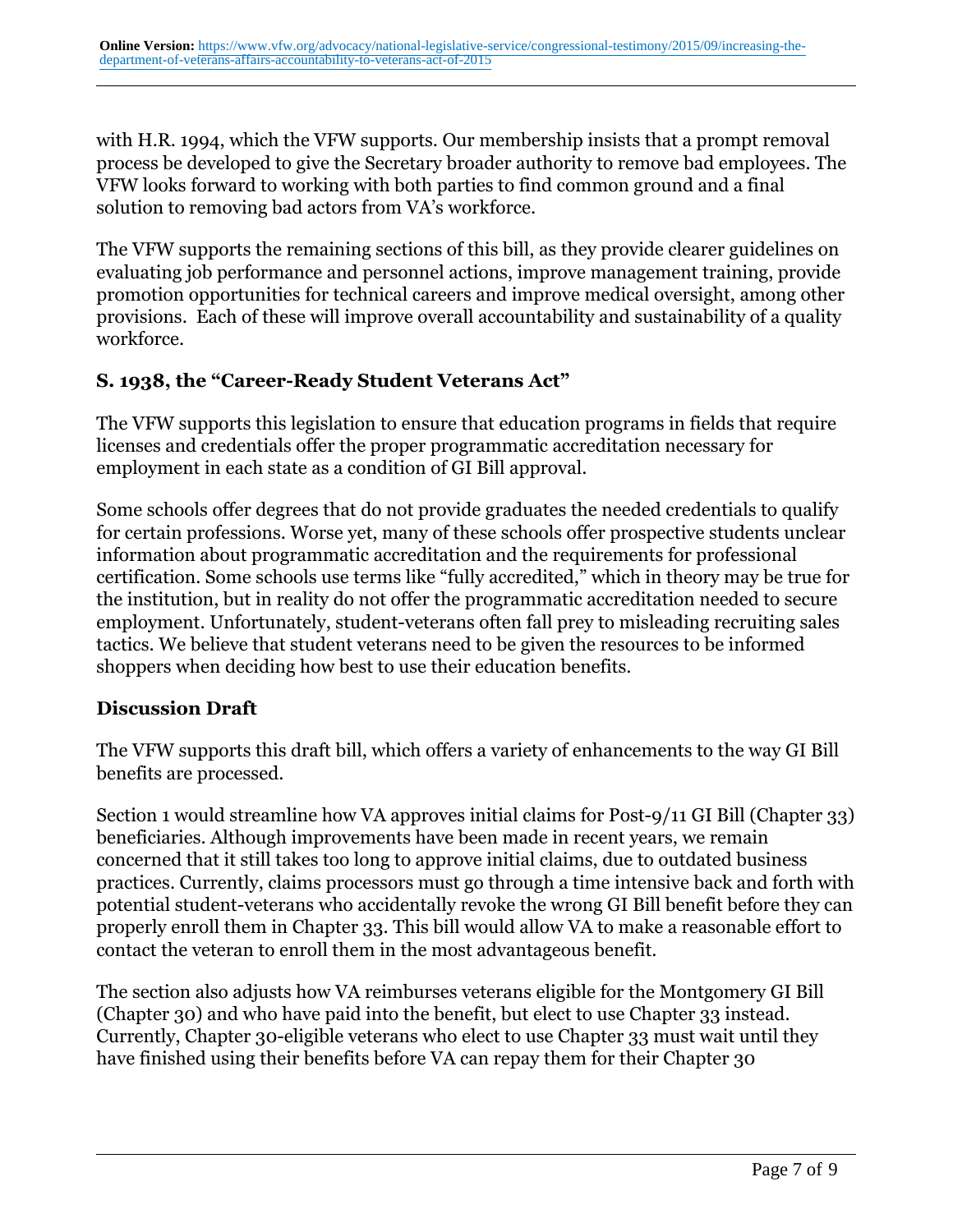with H.R. 1994, which the VFW supports. Our membership insists that a prompt removal process be developed to give the Secretary broader authority to remove bad employees. The VFW looks forward to working with both parties to find common ground and a final solution to removing bad actors from VA's workforce.

The VFW supports the remaining sections of this bill, as they provide clearer guidelines on evaluating job performance and personnel actions, improve management training, provide promotion opportunities for technical careers and improve medical oversight, among other provisions. Each of these will improve overall accountability and sustainability of a quality workforce.

**S. 1938, the "Career-Ready Student Veterans Act"**

The VFW supports this legislation to ensure that education programs in fields that require licenses and credentials offer the proper programmatic accreditation necessary for employment in each state as a condition of GI Bill approval.

Some schools offer degrees that do not provide graduates the needed credentials to qualify for certain professions. Worse yet, many of these schools offer prospective students unclear information about programmatic accreditation and the requirements for professional certification. Some schools use terms like "fully accredited," which in theory may be true for the institution, but in reality do not offer the programmatic accreditation needed to secure employment. Unfortunately, student-veterans often fall prey to misleading recruiting sales tactics. We believe that student veterans need to be given the resources to be informed shoppers when deciding how best to use their education benefits.

**Discussion Draft**

The VFW supports this draft bill, which offers a variety of enhancements to the way GI Bill benefits are processed.

Section 1 would streamline how VA approves initial claims for Post-9/11 GI Bill (Chapter 33) beneficiaries. Although improvements have been made in recent years, we remain concerned that it still takes too long to approve initial claims, due to outdated business practices. Currently, claims processors must go through a time intensive back and forth with potential student-veterans who accidentally revoke the wrong GI Bill benefit before they can properly enroll them in Chapter 33. This bill would allow VA to make a reasonable effort to contact the veteran to enroll them in the most advantageous benefit.

The section also adjusts how VA reimburses veterans eligible for the Montgomery GI Bill (Chapter 30) and who have paid into the benefit, but elect to use Chapter 33 instead. Currently, Chapter 30-eligible veterans who elect to use Chapter 33 must wait until they have finished using their benefits before VA can repay them for their Chapter 30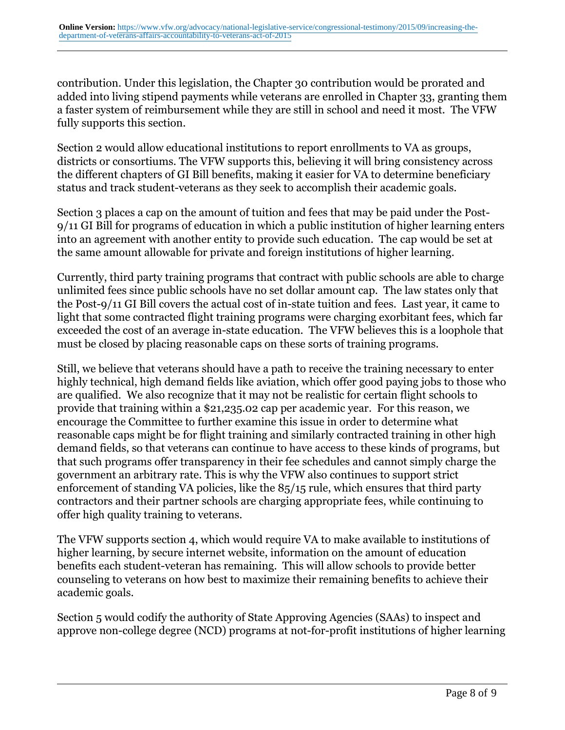contribution. Under this legislation, the Chapter 30 contribution would be prorated and added into living stipend payments while veterans are enrolled in Chapter 33, granting them a faster system of reimbursement while they are still in school and need it most. The VFW fully supports this section.

Section 2 would allow educational institutions to report enrollments to VA as groups, districts or consortiums. The VFW supports this, believing it will bring consistency across the different chapters of GI Bill benefits, making it easier for VA to determine beneficiary status and track student-veterans as they seek to accomplish their academic goals.

Section 3 places a cap on the amount of tuition and fees that may be paid under the Post-9/11 GI Bill for programs of education in which a public institution of higher learning enters into an agreement with another entity to provide such education. The cap would be set at the same amount allowable for private and foreign institutions of higher learning.

Currently, third party training programs that contract with public schools are able to charge unlimited fees since public schools have no set dollar amount cap. The law states only that the Post-9/11 GI Bill covers the actual cost of in-state tuition and fees. Last year, it came to light that some contracted flight training programs were charging exorbitant fees, which far exceeded the cost of an average in-state education. The VFW believes this is a loophole that must be closed by placing reasonable caps on these sorts of training programs.

Still, we believe that veterans should have a path to receive the training necessary to enter highly technical, high demand fields like aviation, which offer good paying jobs to those who are qualified. We also recognize that it may not be realistic for certain flight schools to provide that training within a $21,235.02 cap per academic year. For this reason, we encourage the Committee to further examine this issue in order to determine what reasonable caps might be for flight training and similarly contracted training in other high demand fields, so that veterans can continue to have access to these kinds of programs, but that such programs offer transparency in their fee schedules and cannot simply charge the government an arbitrary rate. This is why the VFW also continues to support strict enforcement of standing VA policies, like the 85/15 rule, which ensures that third party contractors and their partner schools are charging appropriate fees, while continuing to offer high quality training to veterans.

The VFW supports section 4, which would require VA to make available to institutions of higher learning, by secure internet website, information on the amount of education benefits each student-veteran has remaining. This will allow schools to provide better counseling to veterans on how best to maximize their remaining benefits to achieve their academic goals.

Section 5 would codify the authority of State Approving Agencies (SAAs) to inspect and approve non-college degree (NCD) programs at not-for-profit institutions of higher learning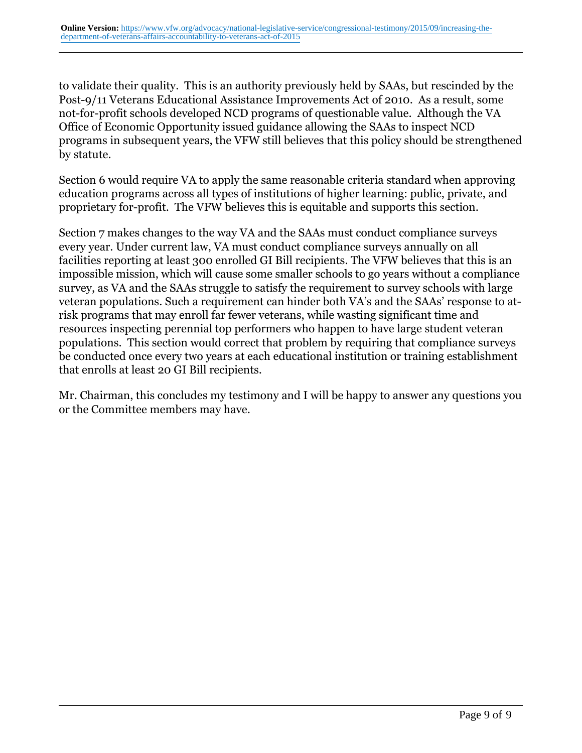to validate their quality. This is an authority previously held by SAAs, but rescinded by the Post-9/11 Veterans Educational Assistance Improvements Act of 2010. As a result, some not-for-profit schools developed NCD programs of questionable value. Although the VA Office of Economic Opportunity issued guidance allowing the SAAs to inspect NCD programs in subsequent years, the VFW still believes that this policy should be strengthened by statute.

Section 6 would require VA to apply the same reasonable criteria standard when approving education programs across all types of institutions of higher learning: public, private, and proprietary for-profit. The VFW believes this is equitable and supports this section.

Section 7 makes changes to the way VA and the SAAs must conduct compliance surveys every year. Under current law, VA must conduct compliance surveys annually on all facilities reporting at least 300 enrolled GI Bill recipients. The VFW believes that this is an impossible mission, which will cause some smaller schools to go years without a compliance survey, as VA and the SAAs struggle to satisfy the requirement to survey schools with large veteran populations. Such a requirement can hinder both VA's and the SAAs' response to at-risk programs that may enroll far fewer veterans, while wasting significant time and resources inspecting perennial top performers who happen to have large student veteran populations. This section would correct that problem by requiring that compliance surveys be conducted once every two years at each educational institution or training establishment that enrolls at least 20 GI Bill recipients.

Mr. Chairman, this concludes my testimony and I will be happy to answer any questions you or the Committee members may have.